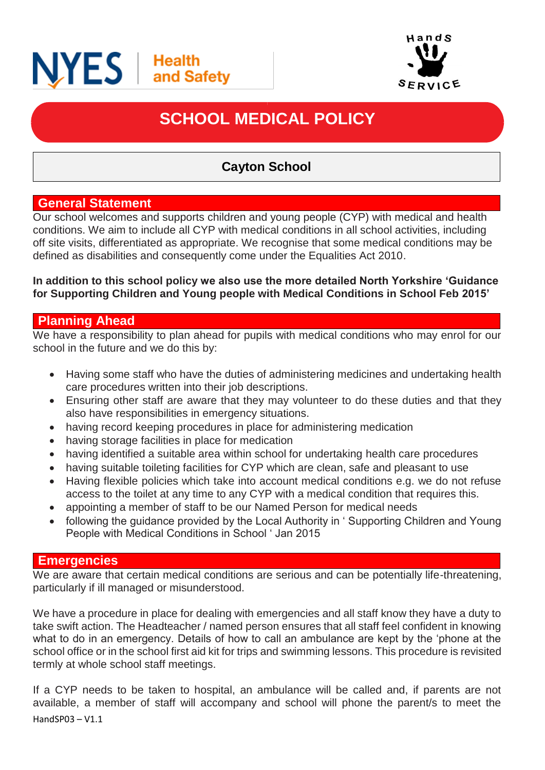NYES | Health and Safety

Hands SERVICE

# SCHOOL MEDICAL POLICY

**Cayton School**

## General Statement

Our school welcomes and supports children and young people (CYP) with medical and health conditions. We aim to include all CYP with medical conditions in all school activities, including off site visits, differentiated as appropriate. We recognise that some medical conditions may be defined as disabilities and consequently come under the Equalities Act 2010.

**In addition to this school policy we also use the more detailed North Yorkshire 'Guidance for Supporting Children and Young people with Medical Conditions in School Feb 2015'**

## Planning Ahead

We have a responsibility to plan ahead for pupils with medical conditions who may enrol for our school in the future and we do this by:

- Having some staff who have the duties of administering medicines and undertaking health care procedures written into their job descriptions.
- Ensuring other staff are aware that they may volunteer to do these duties and that they also have responsibilities in emergency situations.
- having record keeping procedures in place for administering medication
- having storage facilities in place for medication
- having identified a suitable area within school for undertaking health care procedures
- having suitable toileting facilities for CYP which are clean, safe and pleasant to use
- Having flexible policies which take into account medical conditions e.g. we do not refuse access to the toilet at any time to any CYP with a medical condition that requires this.
- appointing a member of staff to be our Named Person for medical needs
- following the guidance provided by the Local Authority in ' Supporting Children and Young People with Medical Conditions in School ' Jan 2015

## Emergencies

We are aware that certain medical conditions are serious and can be potentially life-threatening, particularly if ill managed or misunderstood.

We have a procedure in place for dealing with emergencies and all staff know they have a duty to take swift action. The Headteacher / named person ensures that all staff feel confident in knowing what to do in an emergency. Details of how to call an ambulance are kept by the 'phone at the school office or in the school first aid kit for trips and swimming lessons. This procedure is revisited termly at whole school staff meetings.

If a CYP needs to be taken to hospital, an ambulance will be called and, if parents are not available, a member of staff will accompany and school will phone the parent/s to meet the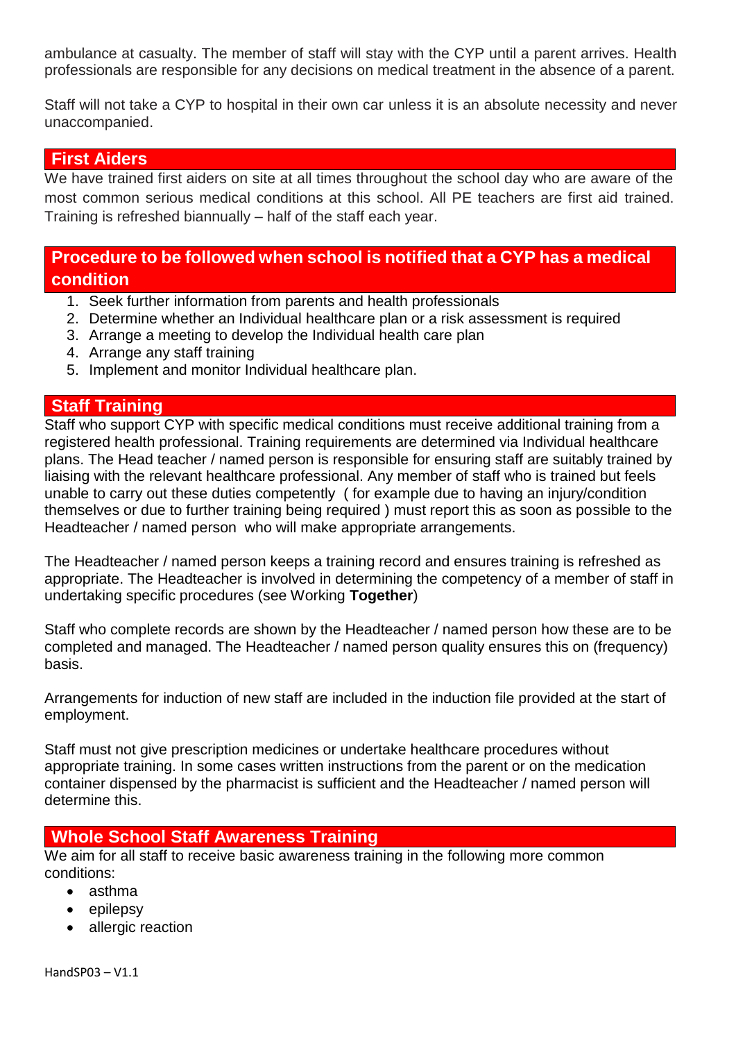ambulance at casualty. The member of staff will stay with the CYP until a parent arrives. Health professionals are responsible for any decisions on medical treatment in the absence of a parent.

Staff will not take a CYP to hospital in their own car unless it is an absolute necessity and never unaccompanied.

## First Aiders

We have trained first aiders on site at all times throughout the school day who are aware of the most common serious medical conditions at this school. All PE teachers are first aid trained. Training is refreshed biannually – half of the staff each year.

## Procedure to be followed when school is notified that a CYP has a medical condition

1. Seek further information from parents and health professionals
2. Determine whether an Individual healthcare plan or a risk assessment is required
3. Arrange a meeting to develop the Individual health care plan
4. Arrange any staff training
5. Implement and monitor Individual healthcare plan.

## Staff Training

Staff who support CYP with specific medical conditions must receive additional training from a registered health professional. Training requirements are determined via Individual healthcare plans. The Head teacher / named person is responsible for ensuring staff are suitably trained by liaising with the relevant healthcare professional. Any member of staff who is trained but feels unable to carry out these duties competently ( for example due to having an injury/condition themselves or due to further training being required ) must report this as soon as possible to the Headteacher / named person who will make appropriate arrangements.

The Headteacher / named person keeps a training record and ensures training is refreshed as appropriate. The Headteacher is involved in determining the competency of a member of staff in undertaking specific procedures (see Working **Together**)

Staff who complete records are shown by the Headteacher / named person how these are to be completed and managed. The Headteacher / named person quality ensures this on (frequency) basis.

Arrangements for induction of new staff are included in the induction file provided at the start of employment.

Staff must not give prescription medicines or undertake healthcare procedures without appropriate training. In some cases written instructions from the parent or on the medication container dispensed by the pharmacist is sufficient and the Headteacher / named person will determine this.

## Whole School Staff Awareness Training

We aim for all staff to receive basic awareness training in the following more common conditions:

- asthma
- epilepsy
- allergic reaction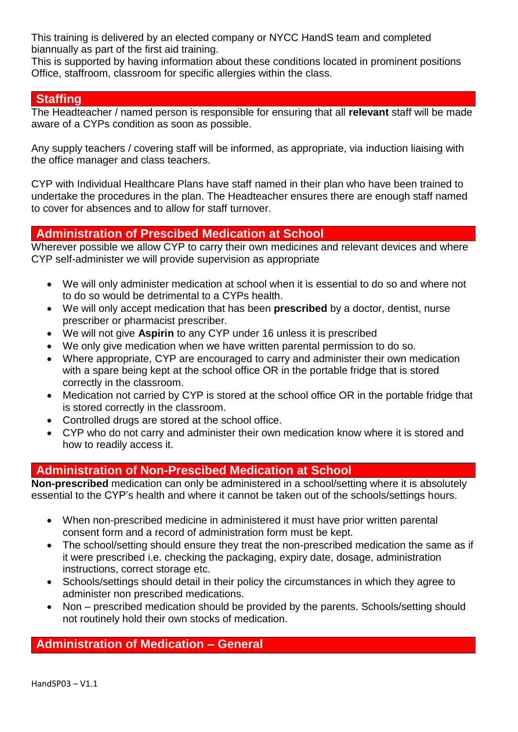This training is delivered by an elected company or NYCC HandS team and completed biannually as part of the first aid training.
This is supported by having information about these conditions located in prominent positions Office, staffroom, classroom for specific allergies within the class.

## Staffing

The Headteacher / named person is responsible for ensuring that all **relevant** staff will be made aware of a CYPs condition as soon as possible.

Any supply teachers / covering staff will be informed, as appropriate, via induction liaising with the office manager and class teachers.

CYP with Individual Healthcare Plans have staff named in their plan who have been trained to undertake the procedures in the plan. The Headteacher ensures there are enough staff named to cover for absences and to allow for staff turnover.

## Administration of Prescibed Medication at School

Wherever possible we allow CYP to carry their own medicines and relevant devices and where CYP self-administer we will provide supervision as appropriate

- We will only administer medication at school when it is essential to do so and where not to do so would be detrimental to a CYPs health.
- We will only accept medication that has been **prescribed** by a doctor, dentist, nurse prescriber or pharmacist prescriber.
- We will not give **Aspirin** to any CYP under 16 unless it is prescribed
- We only give medication when we have written parental permission to do so.
- Where appropriate, CYP are encouraged to carry and administer their own medication with a spare being kept at the school office OR in the portable fridge that is stored correctly in the classroom.
- Medication not carried by CYP is stored at the school office OR in the portable fridge that is stored correctly in the classroom.
- Controlled drugs are stored at the school office.
- CYP who do not carry and administer their own medication know where it is stored and how to readily access it.

## Administration of Non-Prescibed Medication at School

**Non-prescribed** medication can only be administered in a school/setting where it is absolutely essential to the CYP's health and where it cannot be taken out of the schools/settings hours.

- When non-prescribed medicine in administered it must have prior written parental consent form and a record of administration form must be kept.
- The school/setting should ensure they treat the non-prescribed medication the same as if it were prescribed i.e. checking the packaging, expiry date, dosage, administration instructions, correct storage etc.
- Schools/settings should detail in their policy the circumstances in which they agree to administer non prescribed medications.
- Non – prescribed medication should be provided by the parents. Schools/setting should not routinely hold their own stocks of medication.

## Administration of Medication – General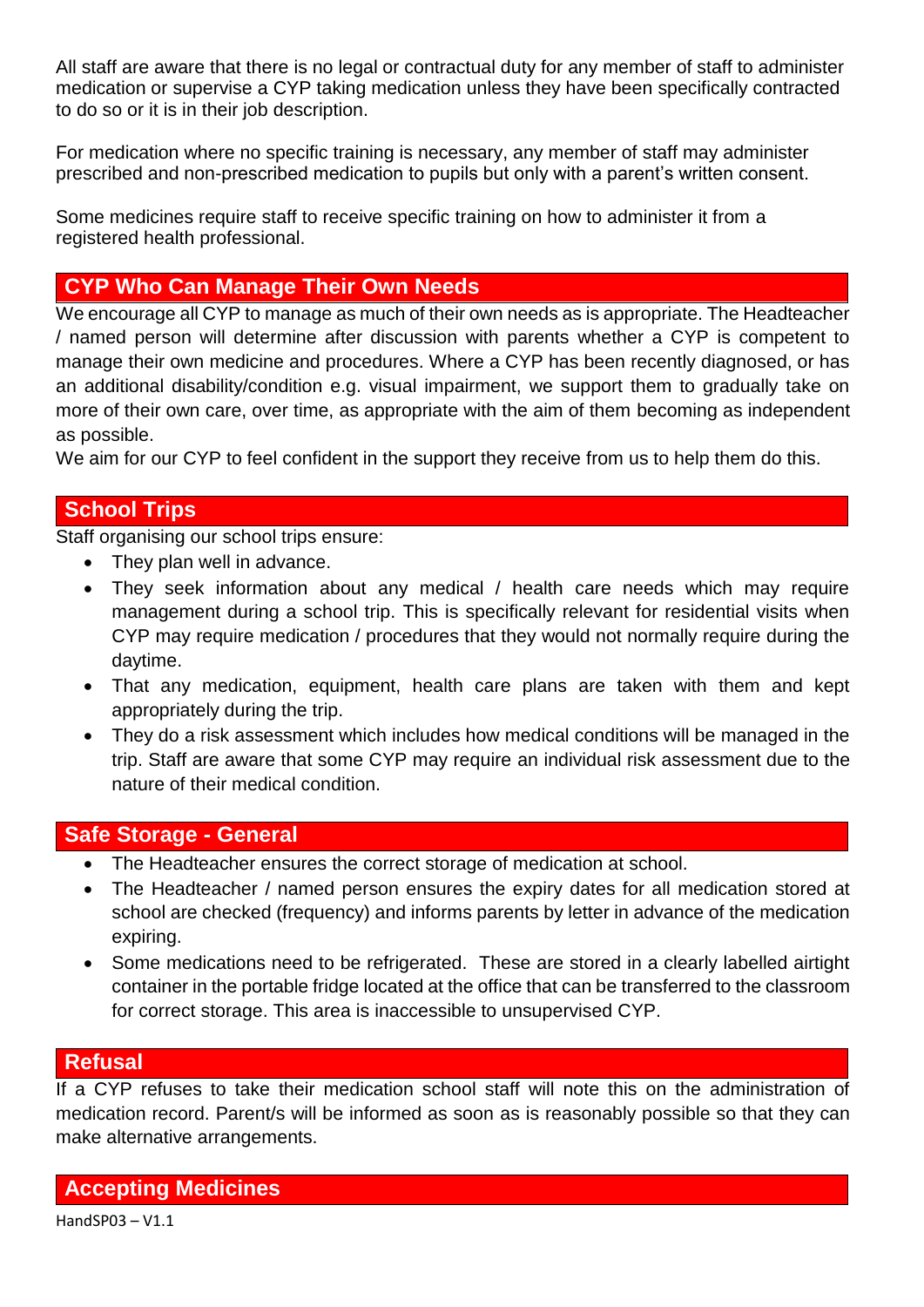All staff are aware that there is no legal or contractual duty for any member of staff to administer medication or supervise a CYP taking medication unless they have been specifically contracted to do so or it is in their job description.

For medication where no specific training is necessary, any member of staff may administer prescribed and non-prescribed medication to pupils but only with a parent's written consent.

Some medicines require staff to receive specific training on how to administer it from a registered health professional.

## CYP Who Can Manage Their Own Needs

We encourage all CYP to manage as much of their own needs as is appropriate. The Headteacher / named person will determine after discussion with parents whether a CYP is competent to manage their own medicine and procedures. Where a CYP has been recently diagnosed, or has an additional disability/condition e.g. visual impairment, we support them to gradually take on more of their own care, over time, as appropriate with the aim of them becoming as independent as possible.

We aim for our CYP to feel confident in the support they receive from us to help them do this.

## School Trips

Staff organising our school trips ensure:

- They plan well in advance.
- They seek information about any medical / health care needs which may require management during a school trip. This is specifically relevant for residential visits when CYP may require medication / procedures that they would not normally require during the daytime.
- That any medication, equipment, health care plans are taken with them and kept appropriately during the trip.
- They do a risk assessment which includes how medical conditions will be managed in the trip. Staff are aware that some CYP may require an individual risk assessment due to the nature of their medical condition.

## Safe Storage - General

- The Headteacher ensures the correct storage of medication at school.
- The Headteacher / named person ensures the expiry dates for all medication stored at school are checked (frequency) and informs parents by letter in advance of the medication expiring.
- Some medications need to be refrigerated. These are stored in a clearly labelled airtight container in the portable fridge located at the office that can be transferred to the classroom for correct storage. This area is inaccessible to unsupervised CYP.

## Refusal

If a CYP refuses to take their medication school staff will note this on the administration of medication record. Parent/s will be informed as soon as is reasonably possible so that they can make alternative arrangements.

## Accepting Medicines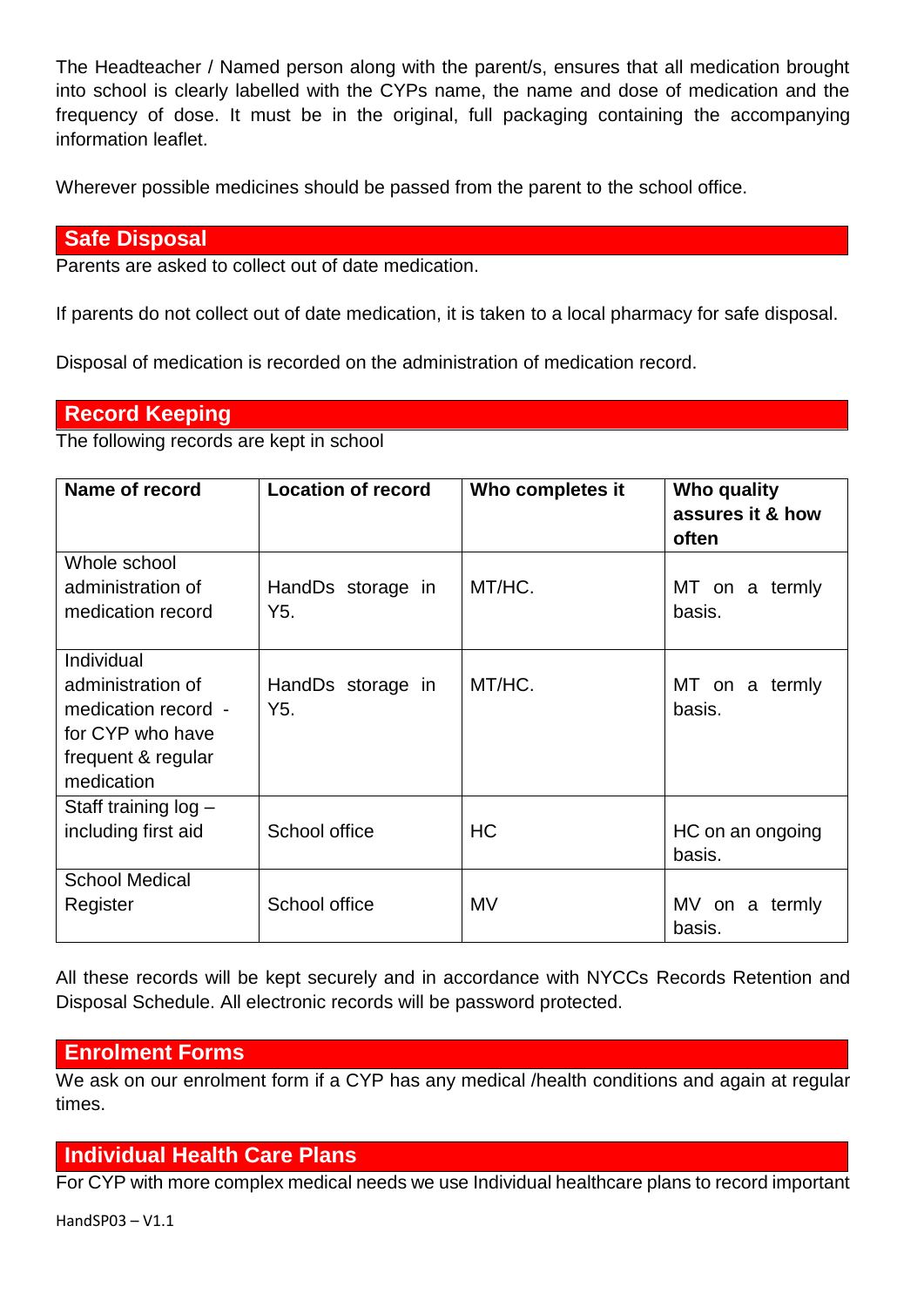The Headteacher / Named person along with the parent/s, ensures that all medication brought into school is clearly labelled with the CYPs name, the name and dose of medication and the frequency of dose. It must be in the original, full packaging containing the accompanying information leaflet.

Wherever possible medicines should be passed from the parent to the school office.

## Safe Disposal

Parents are asked to collect out of date medication.

If parents do not collect out of date medication, it is taken to a local pharmacy for safe disposal.

Disposal of medication is recorded on the administration of medication record.

## Record Keeping

The following records are kept in school

| Name of record | Location of record | Who completes it | Who quality assures it & how often |
|---|---|---|---|
| Whole school administration of medication record | HandDs storage in Y5. | MT/HC. | MT on a termly basis. |
| Individual administration of medication record - for CYP who have frequent & regular medication | HandDs storage in Y5. | MT/HC. | MT on a termly basis. |
| Staff training log – including first aid | School office | HC | HC on an ongoing basis. |
| School Medical Register | School office | MV | MV on a termly basis. |

All these records will be kept securely and in accordance with NYCCs Records Retention and Disposal Schedule. All electronic records will be password protected.

## Enrolment Forms

We ask on our enrolment form if a CYP has any medical /health conditions and again at regular times.

## Individual Health Care Plans

For CYP with more complex medical needs we use Individual healthcare plans to record important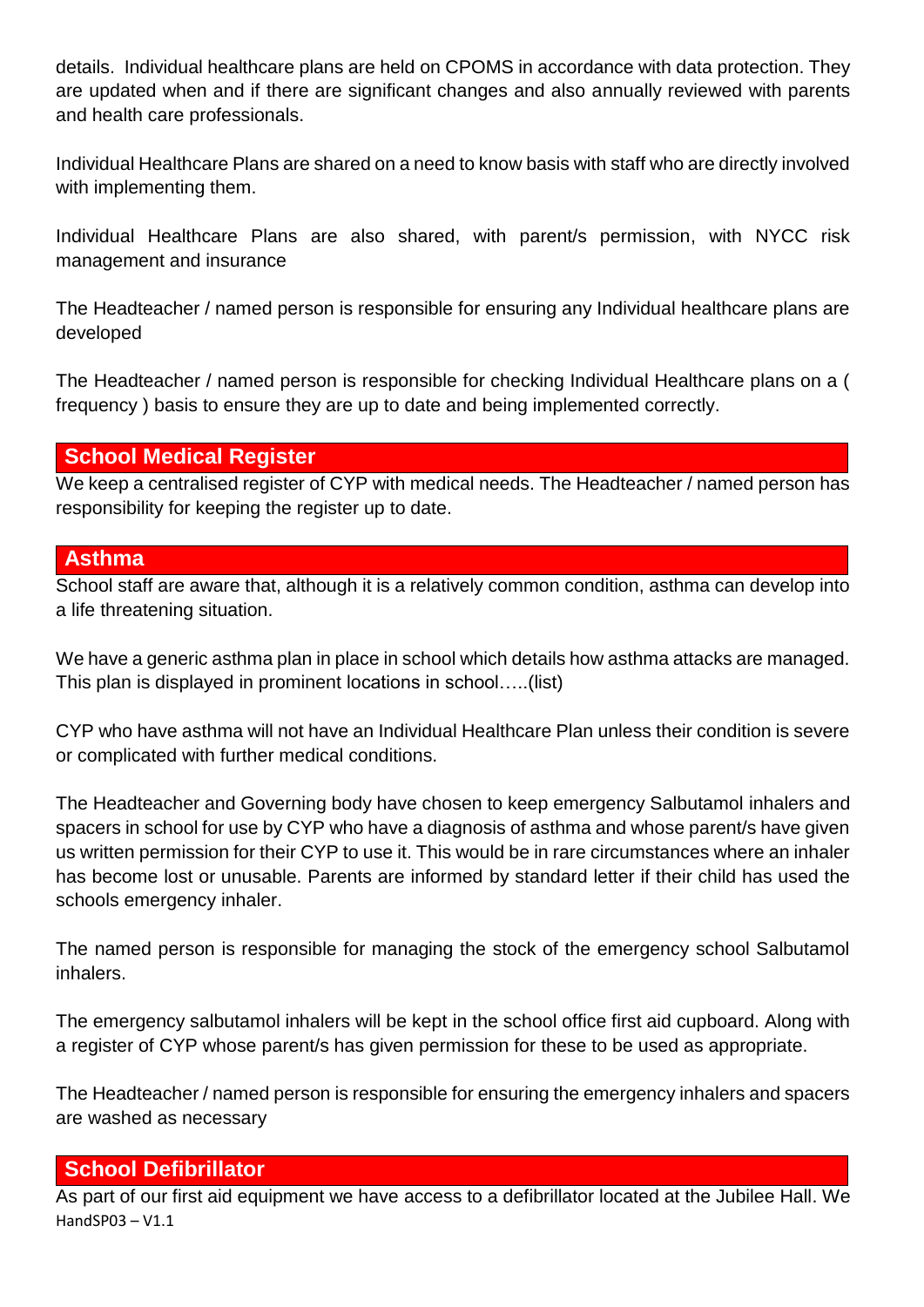details. Individual healthcare plans are held on CPOMS in accordance with data protection. They are updated when and if there are significant changes and also annually reviewed with parents and health care professionals.

Individual Healthcare Plans are shared on a need to know basis with staff who are directly involved with implementing them.

Individual Healthcare Plans are also shared, with parent/s permission, with NYCC risk management and insurance

The Headteacher / named person is responsible for ensuring any Individual healthcare plans are developed

The Headteacher / named person is responsible for checking Individual Healthcare plans on a ( frequency ) basis to ensure they are up to date and being implemented correctly.

## School Medical Register

We keep a centralised register of CYP with medical needs. The Headteacher / named person has responsibility for keeping the register up to date.

## Asthma

School staff are aware that, although it is a relatively common condition, asthma can develop into a life threatening situation.

We have a generic asthma plan in place in school which details how asthma attacks are managed. This plan is displayed in prominent locations in school…..(list)

CYP who have asthma will not have an Individual Healthcare Plan unless their condition is severe or complicated with further medical conditions.

The Headteacher and Governing body have chosen to keep emergency Salbutamol inhalers and spacers in school for use by CYP who have a diagnosis of asthma and whose parent/s have given us written permission for their CYP to use it. This would be in rare circumstances where an inhaler has become lost or unusable. Parents are informed by standard letter if their child has used the schools emergency inhaler.

The named person is responsible for managing the stock of the emergency school Salbutamol inhalers.

The emergency salbutamol inhalers will be kept in the school office first aid cupboard. Along with a register of CYP whose parent/s has given permission for these to be used as appropriate.

The Headteacher / named person is responsible for ensuring the emergency inhalers and spacers are washed as necessary

## School Defibrillator

As part of our first aid equipment we have access to a defibrillator located at the Jubilee Hall. We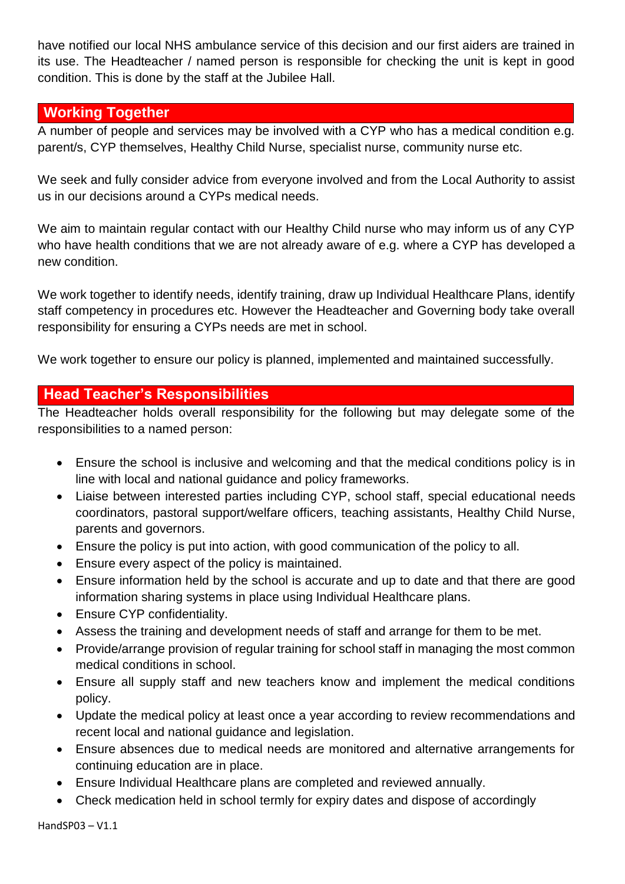have notified our local NHS ambulance service of this decision and our first aiders are trained in its use. The Headteacher / named person is responsible for checking the unit is kept in good condition. This is done by the staff at the Jubilee Hall.

## Working Together

A number of people and services may be involved with a CYP who has a medical condition e.g. parent/s, CYP themselves, Healthy Child Nurse, specialist nurse, community nurse etc.

We seek and fully consider advice from everyone involved and from the Local Authority to assist us in our decisions around a CYPs medical needs.

We aim to maintain regular contact with our Healthy Child nurse who may inform us of any CYP who have health conditions that we are not already aware of e.g. where a CYP has developed a new condition.

We work together to identify needs, identify training, draw up Individual Healthcare Plans, identify staff competency in procedures etc. However the Headteacher and Governing body take overall responsibility for ensuring a CYPs needs are met in school.

We work together to ensure our policy is planned, implemented and maintained successfully.

## Head Teacher's Responsibilities

The Headteacher holds overall responsibility for the following but may delegate some of the responsibilities to a named person:

- Ensure the school is inclusive and welcoming and that the medical conditions policy is in line with local and national guidance and policy frameworks.
- Liaise between interested parties including CYP, school staff, special educational needs coordinators, pastoral support/welfare officers, teaching assistants, Healthy Child Nurse, parents and governors.
- Ensure the policy is put into action, with good communication of the policy to all.
- Ensure every aspect of the policy is maintained.
- Ensure information held by the school is accurate and up to date and that there are good information sharing systems in place using Individual Healthcare plans.
- Ensure CYP confidentiality.
- Assess the training and development needs of staff and arrange for them to be met.
- Provide/arrange provision of regular training for school staff in managing the most common medical conditions in school.
- Ensure all supply staff and new teachers know and implement the medical conditions policy.
- Update the medical policy at least once a year according to review recommendations and recent local and national guidance and legislation.
- Ensure absences due to medical needs are monitored and alternative arrangements for continuing education are in place.
- Ensure Individual Healthcare plans are completed and reviewed annually.
- Check medication held in school termly for expiry dates and dispose of accordingly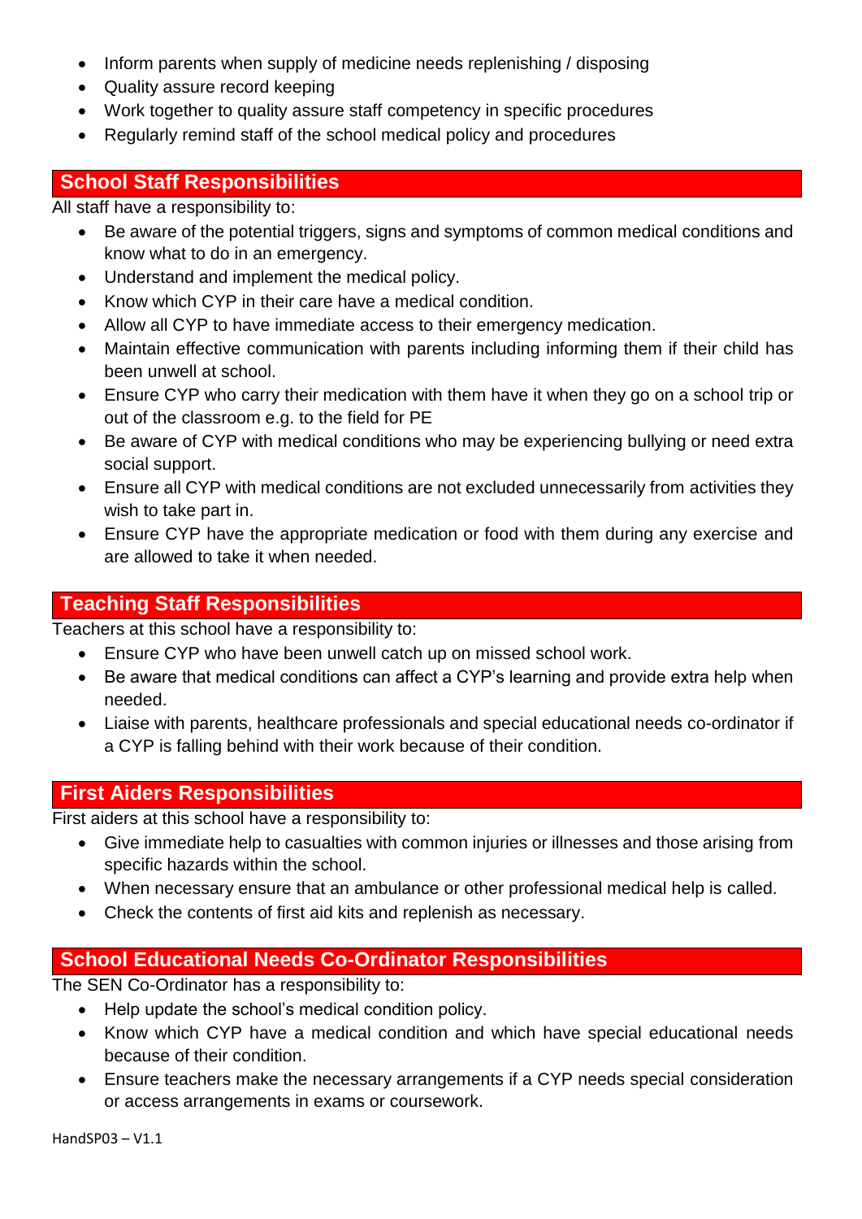- Inform parents when supply of medicine needs replenishing / disposing
- Quality assure record keeping
- Work together to quality assure staff competency in specific procedures
- Regularly remind staff of the school medical policy and procedures

## School Staff Responsibilities

All staff have a responsibility to:

- Be aware of the potential triggers, signs and symptoms of common medical conditions and know what to do in an emergency.
- Understand and implement the medical policy.
- Know which CYP in their care have a medical condition.
- Allow all CYP to have immediate access to their emergency medication.
- Maintain effective communication with parents including informing them if their child has been unwell at school.
- Ensure CYP who carry their medication with them have it when they go on a school trip or out of the classroom e.g. to the field for PE
- Be aware of CYP with medical conditions who may be experiencing bullying or need extra social support.
- Ensure all CYP with medical conditions are not excluded unnecessarily from activities they wish to take part in.
- Ensure CYP have the appropriate medication or food with them during any exercise and are allowed to take it when needed.

## Teaching Staff Responsibilities

Teachers at this school have a responsibility to:

- Ensure CYP who have been unwell catch up on missed school work.
- Be aware that medical conditions can affect a CYP's learning and provide extra help when needed.
- Liaise with parents, healthcare professionals and special educational needs co-ordinator if a CYP is falling behind with their work because of their condition.

## First Aiders Responsibilities

First aiders at this school have a responsibility to:

- Give immediate help to casualties with common injuries or illnesses and those arising from specific hazards within the school.
- When necessary ensure that an ambulance or other professional medical help is called.
- Check the contents of first aid kits and replenish as necessary.

## School Educational Needs Co-Ordinator Responsibilities

The SEN Co-Ordinator has a responsibility to:

- Help update the school's medical condition policy.
- Know which CYP have a medical condition and which have special educational needs because of their condition.
- Ensure teachers make the necessary arrangements if a CYP needs special consideration or access arrangements in exams or coursework.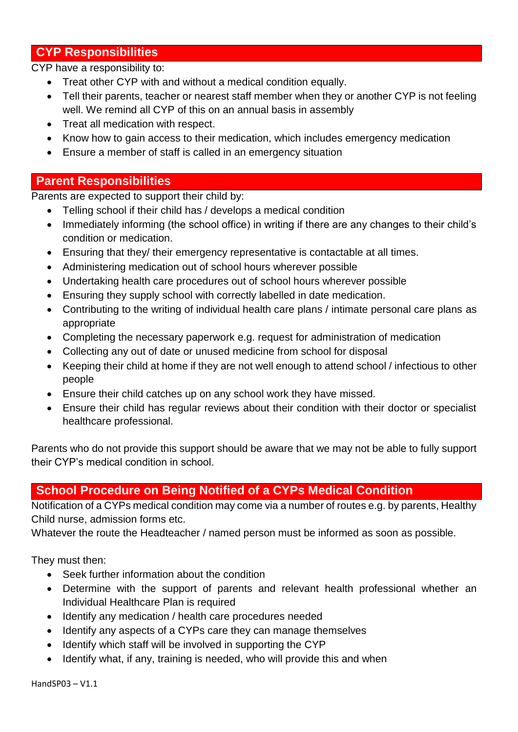## CYP Responsibilities

CYP have a responsibility to:

- Treat other CYP with and without a medical condition equally.
- Tell their parents, teacher or nearest staff member when they or another CYP is not feeling well. We remind all CYP of this on an annual basis in assembly
- Treat all medication with respect.
- Know how to gain access to their medication, which includes emergency medication
- Ensure a member of staff is called in an emergency situation

## Parent Responsibilities

Parents are expected to support their child by:

- Telling school if their child has / develops a medical condition
- Immediately informing (the school office) in writing if there are any changes to their child's condition or medication.
- Ensuring that they/ their emergency representative is contactable at all times.
- Administering medication out of school hours wherever possible
- Undertaking health care procedures out of school hours wherever possible
- Ensuring they supply school with correctly labelled in date medication.
- Contributing to the writing of individual health care plans / intimate personal care plans as appropriate
- Completing the necessary paperwork e.g. request for administration of medication
- Collecting any out of date or unused medicine from school for disposal
- Keeping their child at home if they are not well enough to attend school / infectious to other people
- Ensure their child catches up on any school work they have missed.
- Ensure their child has regular reviews about their condition with their doctor or specialist healthcare professional.

Parents who do not provide this support should be aware that we may not be able to fully support their CYP's medical condition in school.

## School Procedure on Being Notified of a CYPs Medical Condition

Notification of a CYPs medical condition may come via a number of routes e.g. by parents, Healthy Child nurse, admission forms etc.
Whatever the route the Headteacher / named person must be informed as soon as possible.

They must then:

- Seek further information about the condition
- Determine with the support of parents and relevant health professional whether an Individual Healthcare Plan is required
- Identify any medication / health care procedures needed
- Identify any aspects of a CYPs care they can manage themselves
- Identify which staff will be involved in supporting the CYP
- Identify what, if any, training is needed, who will provide this and when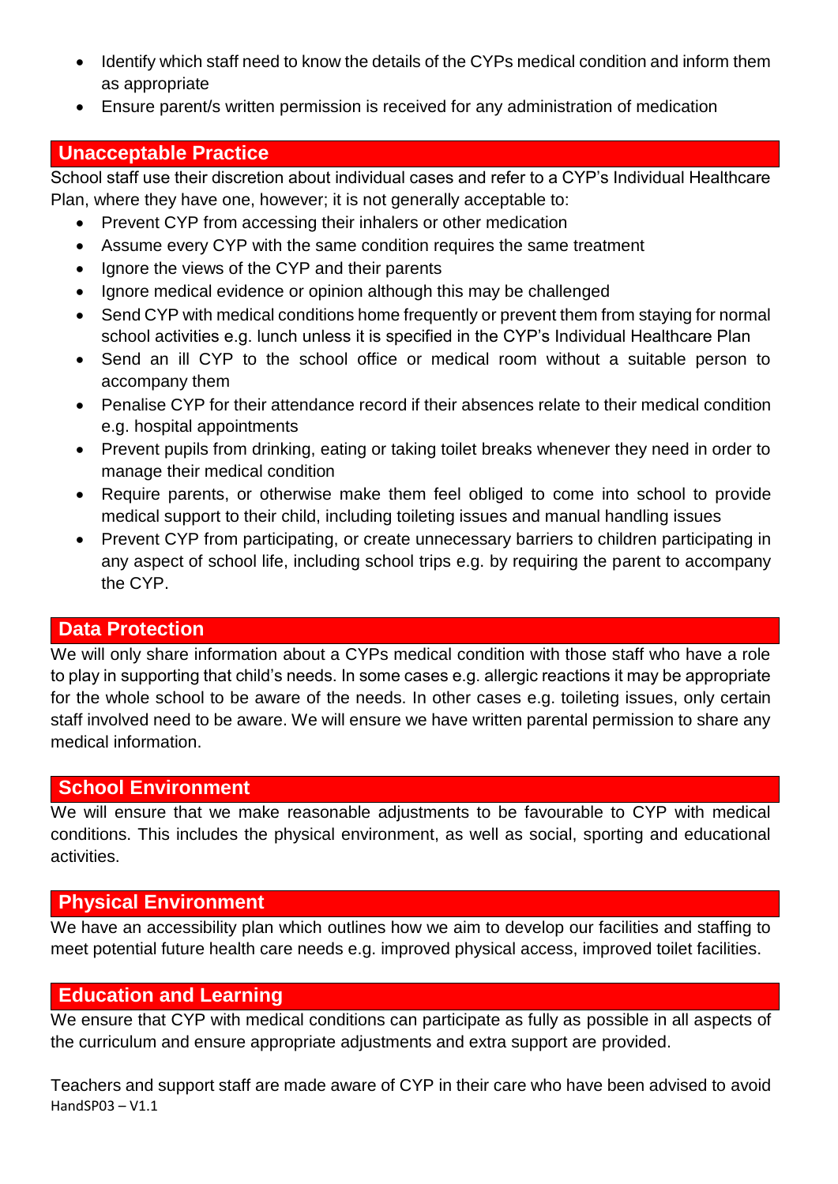- Identify which staff need to know the details of the CYPs medical condition and inform them as appropriate
- Ensure parent/s written permission is received for any administration of medication

## Unacceptable Practice

School staff use their discretion about individual cases and refer to a CYP's Individual Healthcare Plan, where they have one, however; it is not generally acceptable to:

- Prevent CYP from accessing their inhalers or other medication
- Assume every CYP with the same condition requires the same treatment
- Ignore the views of the CYP and their parents
- Ignore medical evidence or opinion although this may be challenged
- Send CYP with medical conditions home frequently or prevent them from staying for normal school activities e.g. lunch unless it is specified in the CYP's Individual Healthcare Plan
- Send an ill CYP to the school office or medical room without a suitable person to accompany them
- Penalise CYP for their attendance record if their absences relate to their medical condition e.g. hospital appointments
- Prevent pupils from drinking, eating or taking toilet breaks whenever they need in order to manage their medical condition
- Require parents, or otherwise make them feel obliged to come into school to provide medical support to their child, including toileting issues and manual handling issues
- Prevent CYP from participating, or create unnecessary barriers to children participating in any aspect of school life, including school trips e.g. by requiring the parent to accompany the CYP.

## Data Protection

We will only share information about a CYPs medical condition with those staff who have a role to play in supporting that child's needs. In some cases e.g. allergic reactions it may be appropriate for the whole school to be aware of the needs. In other cases e.g. toileting issues, only certain staff involved need to be aware. We will ensure we have written parental permission to share any medical information.

## School Environment

We will ensure that we make reasonable adjustments to be favourable to CYP with medical conditions. This includes the physical environment, as well as social, sporting and educational activities.

## Physical Environment

We have an accessibility plan which outlines how we aim to develop our facilities and staffing to meet potential future health care needs e.g. improved physical access, improved toilet facilities.

## Education and Learning

We ensure that CYP with medical conditions can participate as fully as possible in all aspects of the curriculum and ensure appropriate adjustments and extra support are provided.

Teachers and support staff are made aware of CYP in their care who have been advised to avoid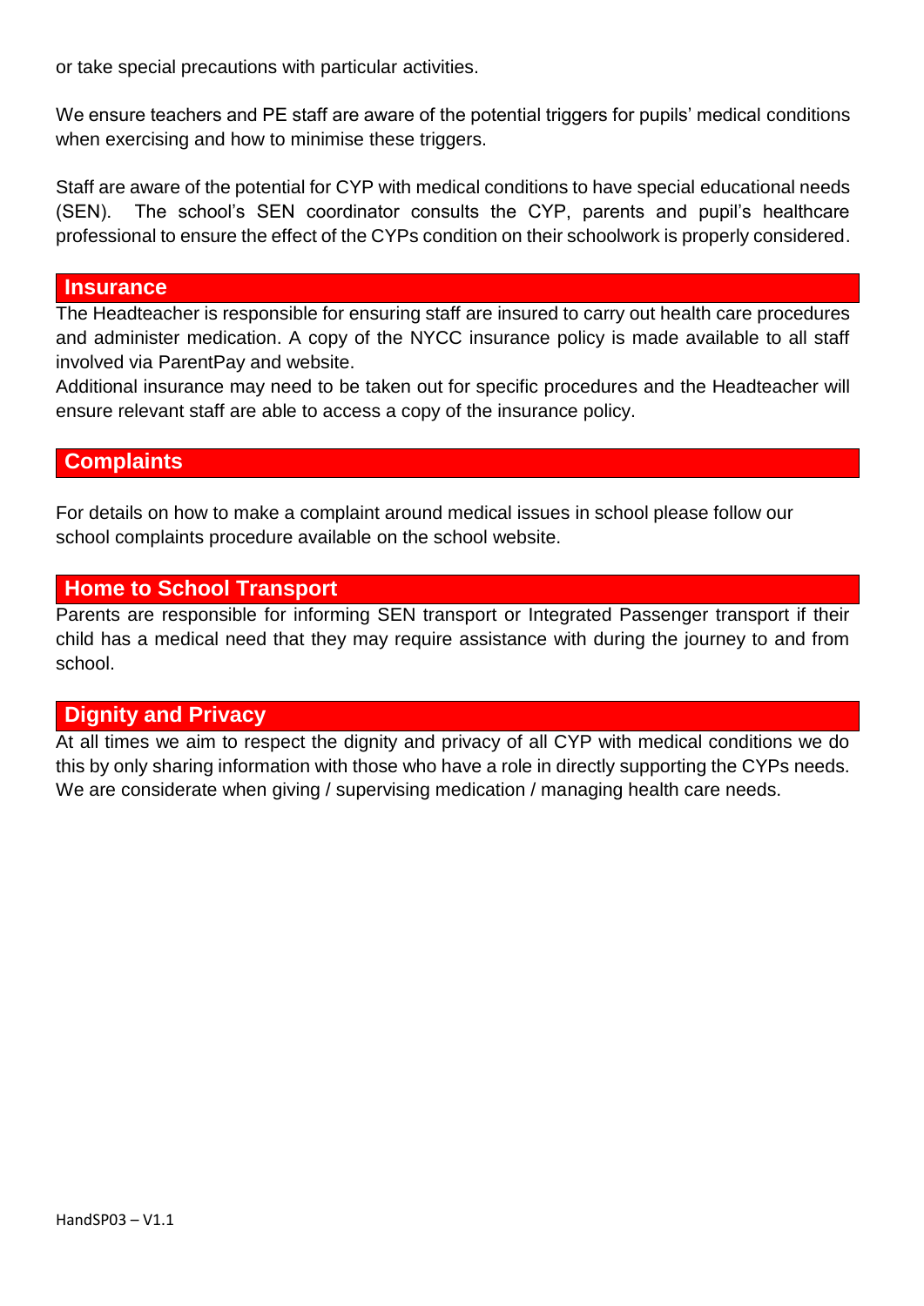or take special precautions with particular activities.

We ensure teachers and PE staff are aware of the potential triggers for pupils' medical conditions when exercising and how to minimise these triggers.

Staff are aware of the potential for CYP with medical conditions to have special educational needs (SEN). The school's SEN coordinator consults the CYP, parents and pupil's healthcare professional to ensure the effect of the CYPs condition on their schoolwork is properly considered.

## Insurance

The Headteacher is responsible for ensuring staff are insured to carry out health care procedures and administer medication. A copy of the NYCC insurance policy is made available to all staff involved via ParentPay and website.

Additional insurance may need to be taken out for specific procedures and the Headteacher will ensure relevant staff are able to access a copy of the insurance policy.

## Complaints

For details on how to make a complaint around medical issues in school please follow our school complaints procedure available on the school website.

## Home to School Transport

Parents are responsible for informing SEN transport or Integrated Passenger transport if their child has a medical need that they may require assistance with during the journey to and from school.

## Dignity and Privacy

At all times we aim to respect the dignity and privacy of all CYP with medical conditions we do this by only sharing information with those who have a role in directly supporting the CYPs needs. We are considerate when giving / supervising medication / managing health care needs.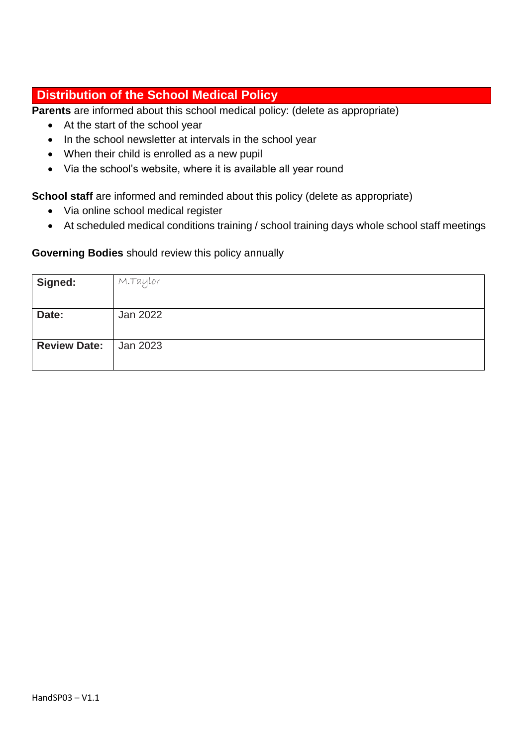## Distribution of the School Medical Policy

**Parents** are informed about this school medical policy: (delete as appropriate)

- At the start of the school year
- In the school newsletter at intervals in the school year
- When their child is enrolled as a new pupil
- Via the school's website, where it is available all year round

**School staff** are informed and reminded about this policy (delete as appropriate)

- Via online school medical register
- At scheduled medical conditions training / school training days whole school staff meetings

**Governing Bodies** should review this policy annually

| | |
|---|---|
| **Signed:** | M.Taylor |
| **Date:** | Jan 2022 |
| **Review Date:** | Jan 2023 |

HandSP03 – V1.1